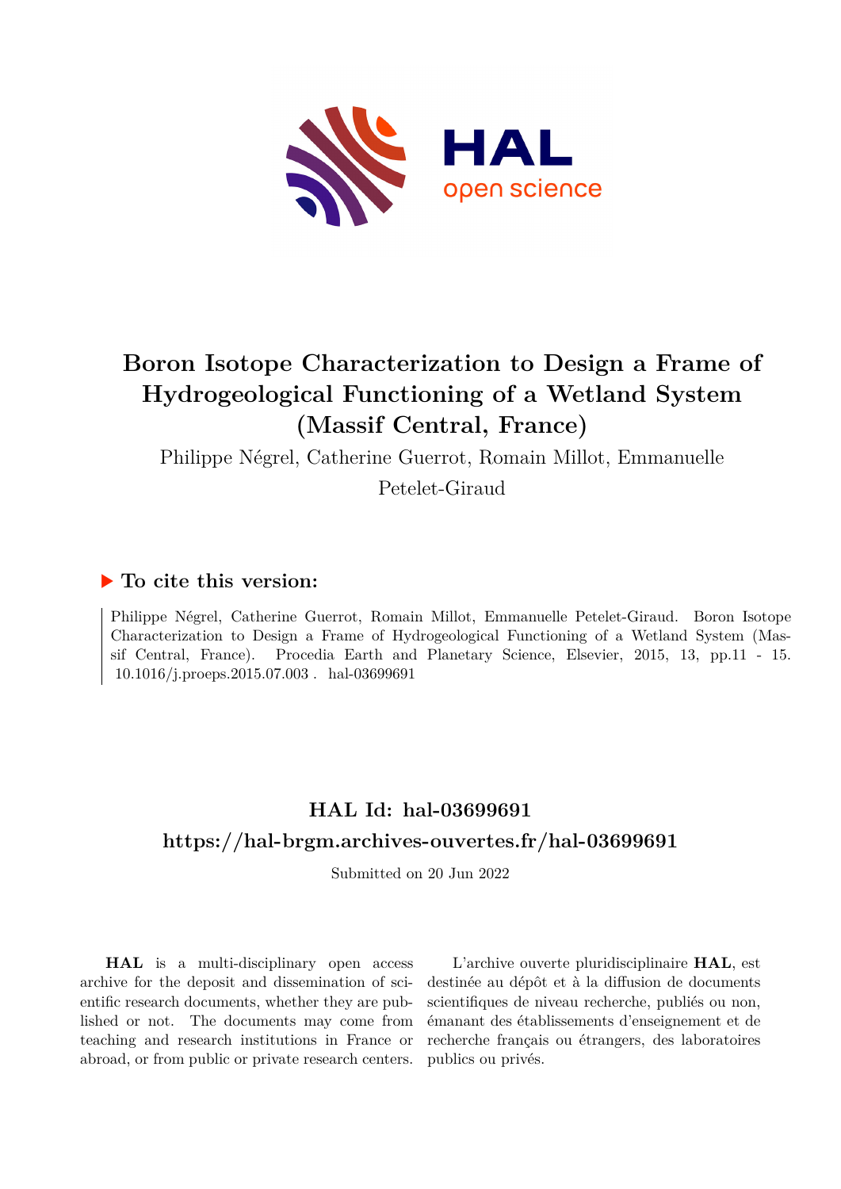# Boron Isotope Characterization to Design a Frame of Hydrogeological Functioning of a Wetland System (Massif Central, France)

Philippe Négrel, Catherine Guerrot, Romain Millot, Emmanuelle Petelet-Giraud

## ▶ To cite this version:

Philippe Négrel, Catherine Guerrot, Romain Millot, Emmanuelle Petelet-Giraud. Boron Isotope Characterization to Design a Frame of Hydrogeological Functioning of a Wetland System (Massif Central, France). Procedia Earth and Planetary Science, Elsevier, 2015, 13, pp.11 - 15. 10.1016/j.proeps.2015.07.003 . hal-03699691

## HAL Id: hal-03699691

## https://hal-brgm.archives-ouvertes.fr/hal-03699691

Submitted on 20 Jun 2022

**HAL** is a multi-disciplinary open access archive for the deposit and dissemination of scientific research documents, whether they are published or not. The documents may come from teaching and research institutions in France or abroad, or from public or private research centers.

L'archive ouverte pluridisciplinaire **HAL**, est destinée au dépôt et à la diffusion de documents scientifiques de niveau recherche, publiés ou non, émanant des établissements d'enseignement et de recherche français ou étrangers, des laboratoires publics ou privés.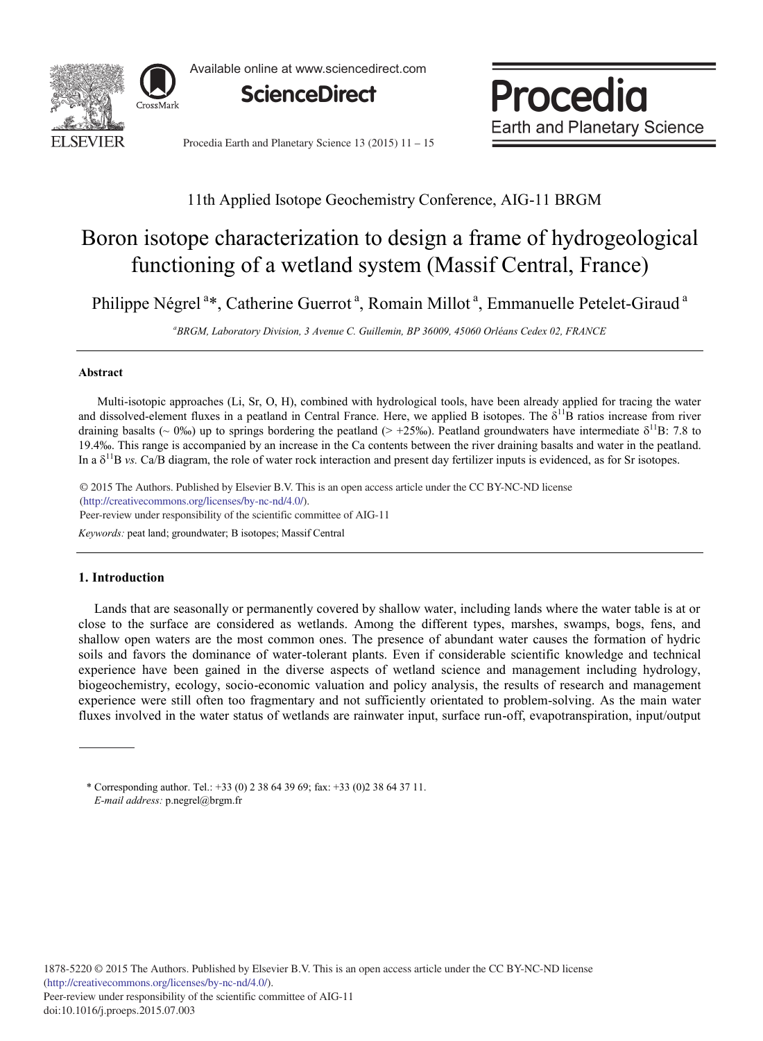11th Applied Isotope Geochemistry Conference, AIG-11 BRGM

# Boron isotope characterization to design a frame of hydrogeological functioning of a wetland system (Massif Central, France)

Philippe Négrel [a]*, Catherine Guerrot [a], Romain Millot [a], Emmanuelle Petelet-Giraud [a]

[a] *BRGM, Laboratory Division, 3 Avenue C. Guillemin, BP 36009, 45060 Orléans Cedex 02, FRANCE*

---

### Abstract

Multi-isotopic approaches (Li, Sr, O, H), combined with hydrological tools, have been already applied for tracing the water and dissolved-element fluxes in a peatland in Central France. Here, we applied B isotopes. The $\delta^{11}B$ ratios increase from river draining basalts (~ 0‰) up to springs bordering the peatland (> +25‰). Peatland groundwaters have intermediate $\delta^{11}B$: 7.8 to 19.4‰. This range is accompanied by an increase in the Ca contents between the river draining basalts and water in the peatland. In a $\delta^{11}B$ *vs.* Ca/B diagram, the role of water rock interaction and present day fertilizer inputs is evidenced, as for Sr isotopes.

© 2015 The Authors. Published by Elsevier B.V. This is an open access article under the CC BY-NC-ND license (http://creativecommons.org/licenses/by-nc-nd/4.0/).
Peer-review under responsibility of the scientific committee of AIG-11

*Keywords:* peat land; groundwater; B isotopes; Massif Central

---

## 1. Introduction

Lands that are seasonally or permanently covered by shallow water, including lands where the water table is at or close to the surface are considered as wetlands. Among the different types, marshes, swamps, bogs, fens, and shallow open waters are the most common ones. The presence of abundant water causes the formation of hydric soils and favors the dominance of water-tolerant plants. Even if considerable scientific knowledge and technical experience have been gained in the diverse aspects of wetland science and management including hydrology, biogeochemistry, ecology, socio-economic valuation and policy analysis, the results of research and management experience were still often too fragmentary and not sufficiently orientated to problem-solving. As the main water fluxes involved in the water status of wetlands are rainwater input, surface run-off, evapotranspiration, input/output

---

\* Corresponding author. Tel.: +33 (0) 2 38 64 39 69; fax: +33 (0)2 38 64 37 11.
*E-mail address:* p.negrel@brgm.fr

1878-5220 © 2015 The Authors. Published by Elsevier B.V. This is an open access article under the CC BY-NC-ND license (http://creativecommons.org/licenses/by-nc-nd/4.0/).
Peer-review under responsibility of the scientific committee of AIG-11
doi:10.1016/j.proeps.2015.07.003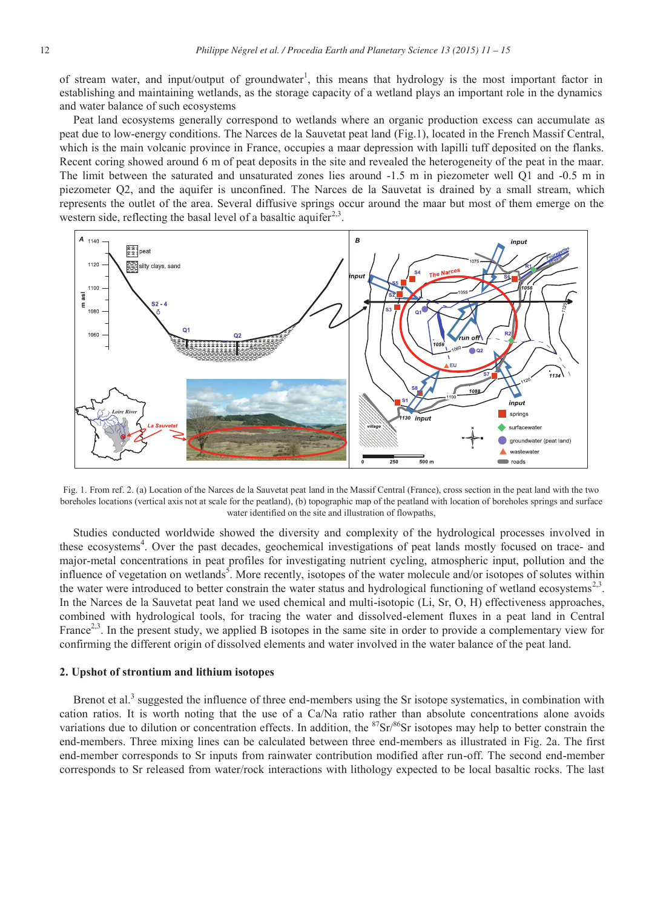of stream water, and input/output of groundwater[1], this means that hydrology is the most important factor in establishing and maintaining wetlands, as the storage capacity of a wetland plays an important role in the dynamics and water balance of such ecosystems

Peat land ecosystems generally correspond to wetlands where an organic production excess can accumulate as peat due to low-energy conditions. The Narces de la Sauvetat peat land (Fig.1), located in the French Massif Central, which is the main volcanic province in France, occupies a maar depression with lapilli tuff deposited on the flanks. Recent coring showed around 6 m of peat deposits in the site and revealed the heterogeneity of the peat in the maar. The limit between the saturated and unsaturated zones lies around -1.5 m in piezometer well Q1 and -0.5 m in piezometer Q2, and the aquifer is unconfined. The Narces de la Sauvetat is drained by a small stream, which represents the outlet of the area. Several diffusive springs occur around the maar but most of them emerge on the western side, reflecting the basal level of a basaltic aquifer[2,3].

Fig. 1. From ref. 2. (a) Location of the Narces de la Sauvetat peat land in the Massif Central (France), cross section in the peat land with the two boreholes locations (vertical axis not at scale for the peatland), (b) topographic map of the peatland with location of boreholes springs and surface water identified on the site and illustration of flowpaths,

Studies conducted worldwide showed the diversity and complexity of the hydrological processes involved in these ecosystems[4]. Over the past decades, geochemical investigations of peat lands mostly focused on trace- and major-metal concentrations in peat profiles for investigating nutrient cycling, atmospheric input, pollution and the influence of vegetation on wetlands[5]. More recently, isotopes of the water molecule and/or isotopes of solutes within the water were introduced to better constrain the water status and hydrological functioning of wetland ecosystems[2,3]. In the Narces de la Sauvetat peat land we used chemical and multi-isotopic (Li, Sr, O, H) effectiveness approaches, combined with hydrological tools, for tracing the water and dissolved-element fluxes in a peat land in Central France[2,3]. In the present study, we applied B isotopes in the same site in order to provide a complementary view for confirming the different origin of dissolved elements and water involved in the water balance of the peat land.

## 2. Upshot of strontium and lithium isotopes

Brenot et al.[3] suggested the influence of three end-members using the Sr isotope systematics, in combination with cation ratios. It is worth noting that the use of a Ca/Na ratio rather than absolute concentrations alone avoids variations due to dilution or concentration effects. In addition, the $^{87}Sr/^{86}Sr$ isotopes may help to better constrain the end-members. Three mixing lines can be calculated between three end-members as illustrated in Fig. 2a. The first end-member corresponds to Sr inputs from rainwater contribution modified after run-off. The second end-member corresponds to Sr released from water/rock interactions with lithology expected to be local basaltic rocks. The last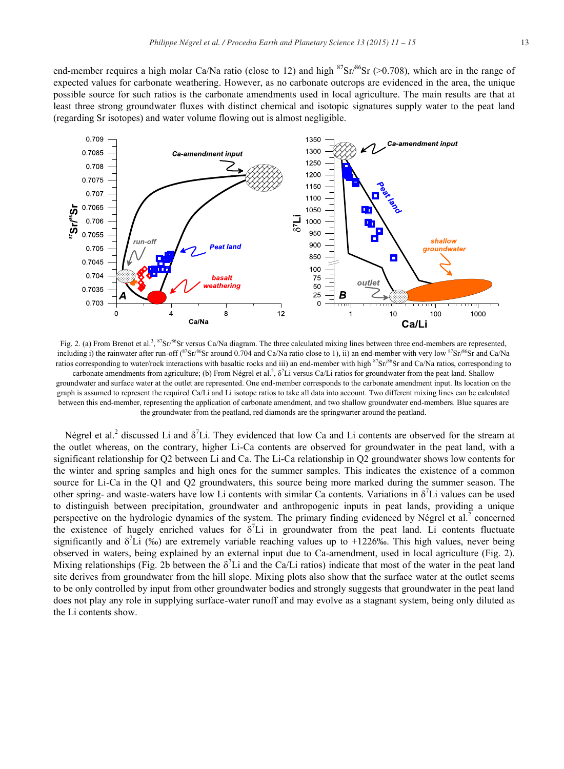end-member requires a high molar Ca/Na ratio (close to 12) and high $^{87}Sr/^{86}Sr$ (>0.708), which are in the range of expected values for carbonate weathering. However, as no carbonate outcrops are evidenced in the area, the unique possible source for such ratios is the carbonate amendments used in local agriculture. The main results are that at least three strong groundwater fluxes with distinct chemical and isotopic signatures supply water to the peat land (regarding Sr isotopes) and water volume flowing out is almost negligible.

Fig. 2. (a) From Brenot et al.[3], $^{87}Sr/^{86}Sr$ versus Ca/Na diagram. The three calculated mixing lines between three end-members are represented, including i) the rainwater after run-off ($^{87}Sr/^{86}Sr$ around 0.704 and Ca/Na ratio close to 1), ii) an end-member with very low $^{87}Sr/^{86}Sr$ and Ca/Na ratios corresponding to water/rock interactions with basaltic rocks and iii) an end-member with high $^{87}Sr/^{86}Sr$ and Ca/Na ratios, corresponding to carbonate amendments from agriculture; (b) From Négrel et al.[2], $\delta^7Li$ versus Ca/Li ratios for groundwater from the peat land. Shallow groundwater and surface water at the outlet are represented. One end-member corresponds to the carbonate amendment input. Its location on the graph is assumed to represent the required Ca/Li and Li isotope ratios to take all data into account. Two different mixing lines can be calculated between this end-member, representing the application of carbonate amendment, and two shallow groundwater end-members. Blue squares are the groundwater from the peatland, red diamonds are the springwarter around the peatland.

Négrel et al.[2] discussed Li and $\delta^7Li$. They evidenced that low Ca and Li contents are observed for the stream at the outlet whereas, on the contrary, higher Li-Ca contents are observed for groundwater in the peat land, with a significant relationship for Q2 between Li and Ca. The Li-Ca relationship in Q2 groundwater shows low contents for the winter and spring samples and high ones for the summer samples. This indicates the existence of a common source for Li-Ca in the Q1 and Q2 groundwaters, this source being more marked during the summer season. The other spring- and waste-waters have low Li contents with similar Ca contents. Variations in $\delta^7Li$ values can be used to distinguish between precipitation, groundwater and anthropogenic inputs in peat lands, providing a unique perspective on the hydrologic dynamics of the system. The primary finding evidenced by Négrel et al.[2] concerned the existence of hugely enriched values for $\delta^7Li$ in groundwater from the peat land. Li contents fluctuate significantly and $\delta^7Li$ (‰) are extremely variable reaching values up to +1226‰. This high values, never being observed in waters, being explained by an external input due to Ca-amendment, used in local agriculture (Fig. 2). Mixing relationships (Fig. 2b between the $\delta^7Li$ and the Ca/Li ratios) indicate that most of the water in the peat land site derives from groundwater from the hill slope. Mixing plots also show that the surface water at the outlet seems to be only controlled by input from other groundwater bodies and strongly suggests that groundwater in the peat land does not play any role in supplying surface-water runoff and may evolve as a stagnant system, being only diluted as the Li contents show.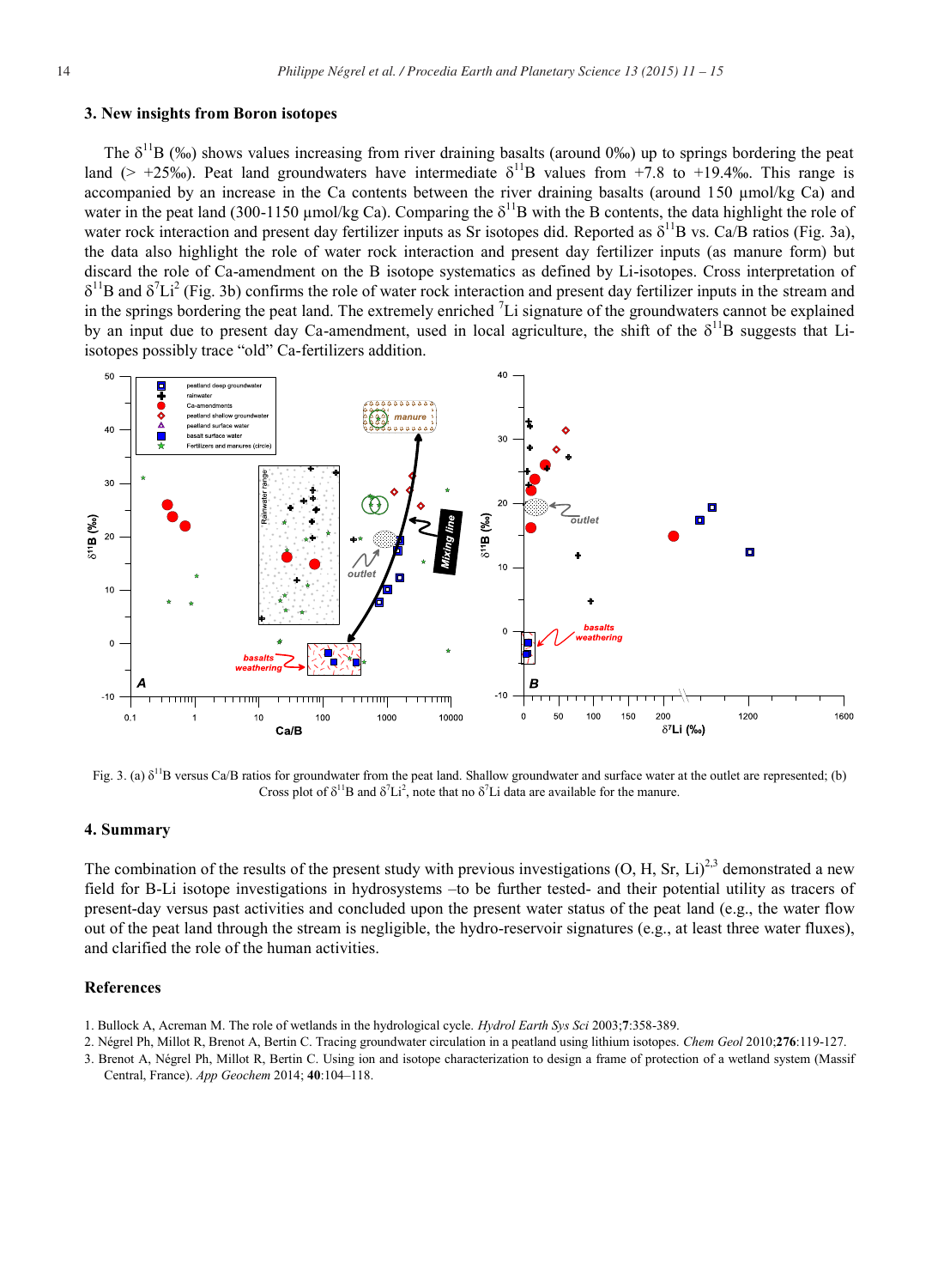## 3. New insights from Boron isotopes

The $\delta^{11}B$ (‰) shows values increasing from river draining basalts (around 0‰) up to springs bordering the peat land (> +25‰). Peat land groundwaters have intermediate $\delta^{11}B$ values from +7.8 to +19.4‰. This range is accompanied by an increase in the Ca contents between the river draining basalts (around 150 µmol/kg Ca) and water in the peat land (300-1150 µmol/kg Ca). Comparing the $\delta^{11}B$ with the B contents, the data highlight the role of water rock interaction and present day fertilizer inputs as Sr isotopes did. Reported as $\delta^{11}B$ vs. Ca/B ratios (Fig. 3a), the data also highlight the role of water rock interaction and present day fertilizer inputs (as manure form) but discard the role of Ca-amendment on the B isotope systematics as defined by Li-isotopes. Cross interpretation of $\delta^{11}B$ and $\delta^{7}Li^{2}$ (Fig. 3b) confirms the role of water rock interaction and present day fertilizer inputs in the stream and in the springs bordering the peat land. The extremely enriched $^{7}Li$ signature of the groundwaters cannot be explained by an input due to present day Ca-amendment, used in local agriculture, the shift of the $\delta^{11}B$ suggests that Li-isotopes possibly trace "old" Ca-fertilizers addition.

Fig. 3. (a) $\delta^{11}B$ versus Ca/B ratios for groundwater from the peat land. Shallow groundwater and surface water at the outlet are represented; (b) Cross plot of $\delta^{11}B$ and $\delta^{7}Li^{2}$, note that no $\delta^{7}Li$ data are available for the manure.

## 4. Summary

The combination of the results of the present study with previous investigations (O, H, Sr, Li)[2,3] demonstrated a new field for B-Li isotope investigations in hydrosystems –to be further tested- and their potential utility as tracers of present-day versus past activities and concluded upon the present water status of the peat land (e.g., the water flow out of the peat land through the stream is negligible, the hydro-reservoir signatures (e.g., at least three water fluxes), and clarified the role of the human activities.

## References

1. Bullock A, Acreman M. The role of wetlands in the hydrological cycle. *Hydrol Earth Sys Sci* 2003;**7**:358-389.
2. Négrel Ph, Millot R, Brenot A, Bertin C. Tracing groundwater circulation in a peatland using lithium isotopes. *Chem Geol* 2010;**276**:119-127.
3. Brenot A, Négrel Ph, Millot R, Bertin C. Using ion and isotope characterization to design a frame of protection of a wetland system (Massif Central, France). *App Geochem* 2014; **40**:104–118.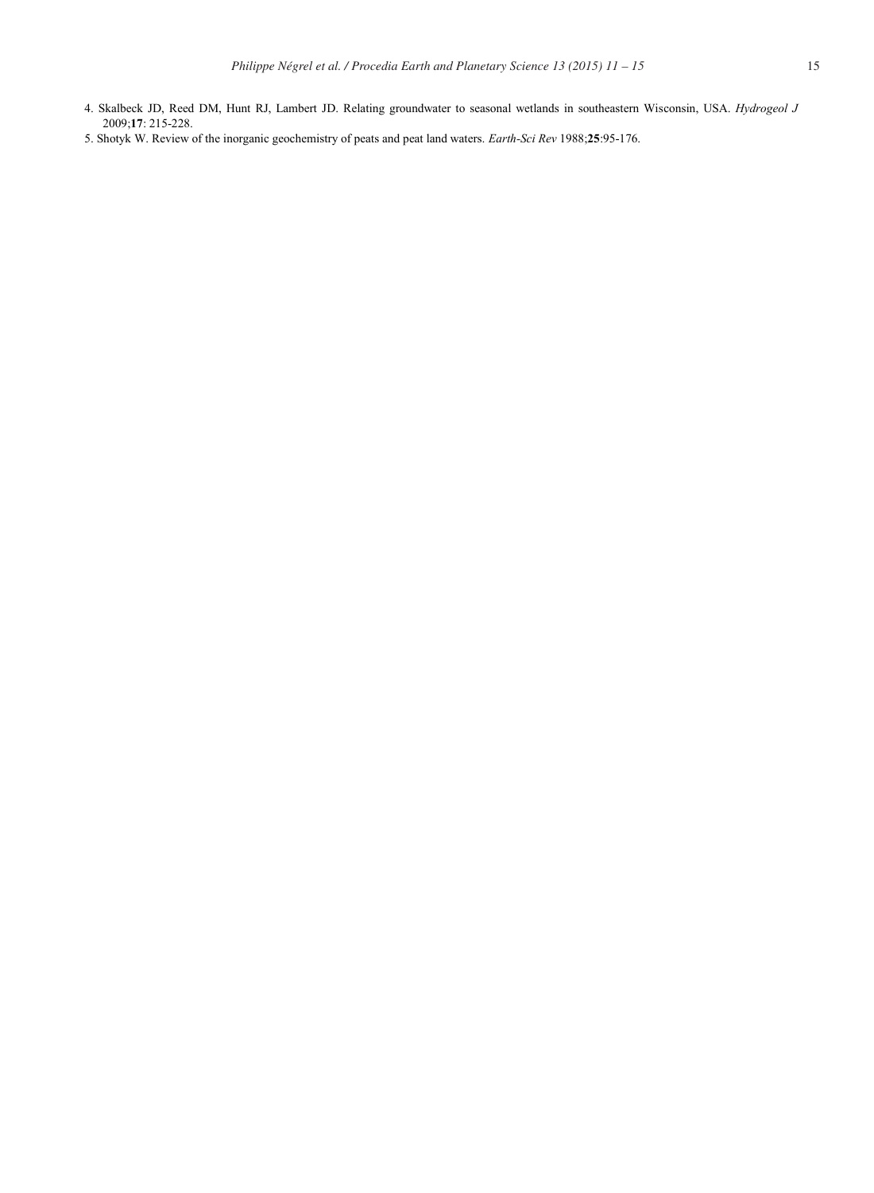4. Skalbeck JD, Reed DM, Hunt RJ, Lambert JD. Relating groundwater to seasonal wetlands in southeastern Wisconsin, USA. *Hydrogeol J* 2009;**17**: 215-228.
5. Shotyk W. Review of the inorganic geochemistry of peats and peat land waters. *Earth-Sci Rev* 1988;**25**:95-176.